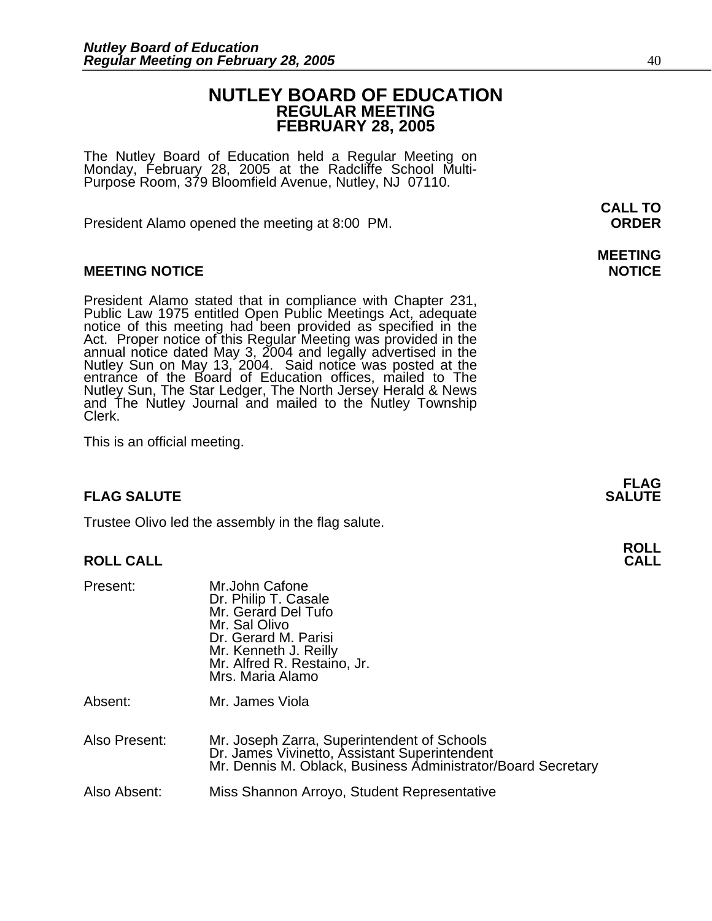# NUTLEY BOARD OF EDUCATION
## REGULAR MEETING
## FEBRUARY 28, 2005

The Nutley Board of Education held a Regular Meeting on Monday, February 28, 2005 at the Radcliffe School Multi-Purpose Room, 379 Bloomfield Avenue, Nutley, NJ 07110.

**CALL TO ORDER**

President Alamo opened the meeting at 8:00 PM.

**MEETING NOTICE**

President Alamo stated that in compliance with Chapter 231, Public Law 1975 entitled Open Public Meetings Act, adequate notice of this meeting had been provided as specified in the Act. Proper notice of this Regular Meeting was provided in the annual notice dated May 3, 2004 and legally advertised in the Nutley Sun on May 13, 2004. Said notice was posted at the entrance of the Board of Education offices, mailed to The Nutley Sun, The Star Ledger, The North Jersey Herald & News and The Nutley Journal and mailed to the Nutley Township Clerk.

This is an official meeting.

**FLAG SALUTE**

Trustee Olivo led the assembly in the flag salute.

**ROLL CALL**

Present:
- Mr.John Cafone
- Dr. Philip T. Casale
- Mr. Gerard Del Tufo
- Mr. Sal Olivo
- Dr. Gerard M. Parisi
- Mr. Kenneth J. Reilly
- Mr. Alfred R. Restaino, Jr.
- Mrs. Maria Alamo

Absent: Mr. James Viola

Also Present:
- Mr. Joseph Zarra, Superintendent of Schools
- Dr. James Vivinetto, Assistant Superintendent
- Mr. Dennis M. Oblack, Business Administrator/Board Secretary

Also Absent: Miss Shannon Arroyo, Student Representative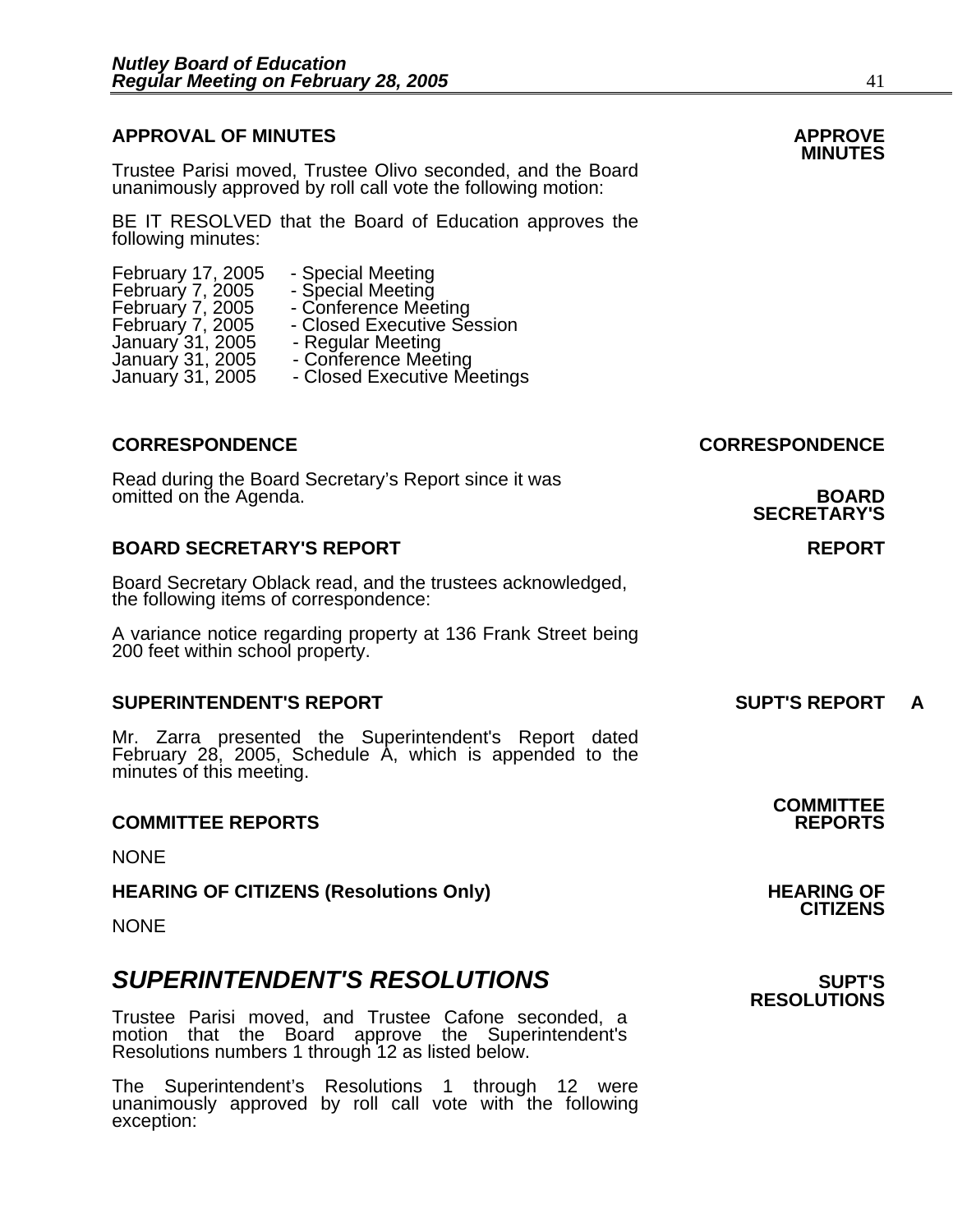## APPROVAL OF MINUTES

**APPROVE MINUTES**

Trustee Parisi moved, Trustee Olivo seconded, and the Board unanimously approved by roll call vote the following motion:

BE IT RESOLVED that the Board of Education approves the following minutes:

February 17, 2005 - Special Meeting
February 7, 2005 - Special Meeting
February 7, 2005 - Conference Meeting
February 7, 2005 - Closed Executive Session
January 31, 2005 - Regular Meeting
January 31, 2005 - Conference Meeting
January 31, 2005 - Closed Executive Meetings

## CORRESPONDENCE

**CORRESPONDENCE**

Read during the Board Secretary's Report since it was omitted on the Agenda.

**BOARD SECRETARY'S REPORT**

## BOARD SECRETARY'S REPORT

Board Secretary Oblack read, and the trustees acknowledged, the following items of correspondence:

A variance notice regarding property at 136 Frank Street being 200 feet within school property.

## SUPERINTENDENT'S REPORT

**SUPT'S REPORT A**

Mr. Zarra presented the Superintendent's Report dated February 28, 2005, Schedule A, which is appended to the minutes of this meeting.

## COMMITTEE REPORTS

**COMMITTEE REPORTS**

NONE

## HEARING OF CITIZENS (Resolutions Only)

**HEARING OF CITIZENS**

NONE

# *SUPERINTENDENT'S RESOLUTIONS*

**SUPT'S RESOLUTIONS**

Trustee Parisi moved, and Trustee Cafone seconded, a motion that the Board approve the Superintendent's Resolutions numbers 1 through 12 as listed below.

The Superintendent's Resolutions 1 through 12 were unanimously approved by roll call vote with the following exception: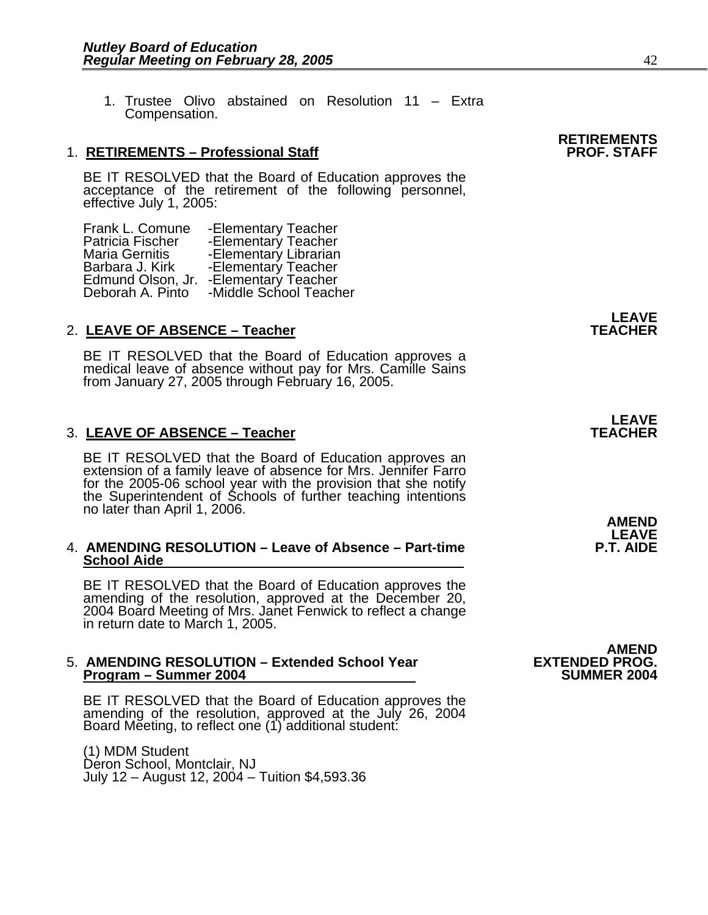1. Trustee Olivo abstained on Resolution 11 – Extra Compensation.

**RETIREMENTS PROF. STAFF**

1. **RETIREMENTS – Professional Staff**

BE IT RESOLVED that the Board of Education approves the acceptance of the retirement of the following personnel, effective July 1, 2005:

| | |
|---|---|
| Frank L. Comune | -Elementary Teacher |
| Patricia Fischer | -Elementary Teacher |
| Maria Gernitis | -Elementary Librarian |
| Barbara J. Kirk | -Elementary Teacher |
| Edmund Olson, Jr. | -Elementary Teacher |
| Deborah A. Pinto | -Middle School Teacher |

**LEAVE TEACHER**

2. **LEAVE OF ABSENCE – Teacher**

BE IT RESOLVED that the Board of Education approves a medical leave of absence without pay for Mrs. Camille Sains from January 27, 2005 through February 16, 2005.

**LEAVE TEACHER**

3. **LEAVE OF ABSENCE – Teacher**

BE IT RESOLVED that the Board of Education approves an extension of a family leave of absence for Mrs. Jennifer Farro for the 2005-06 school year with the provision that she notify the Superintendent of Schools of further teaching intentions no later than April 1, 2006.

**AMEND LEAVE P.T. AIDE**

4. **AMENDING RESOLUTION – Leave of Absence – Part-time School Aide**

BE IT RESOLVED that the Board of Education approves the amending of the resolution, approved at the December 20, 2004 Board Meeting of Mrs. Janet Fenwick to reflect a change in return date to March 1, 2005.

**AMEND EXTENDED PROG. SUMMER 2004**

5. **AMENDING RESOLUTION – Extended School Year Program – Summer 2004**

BE IT RESOLVED that the Board of Education approves the amending of the resolution, approved at the July 26, 2004 Board Meeting, to reflect one (1) additional student:

(1) MDM Student
Deron School, Montclair, NJ
July 12 – August 12, 2004 – Tuition $4,593.36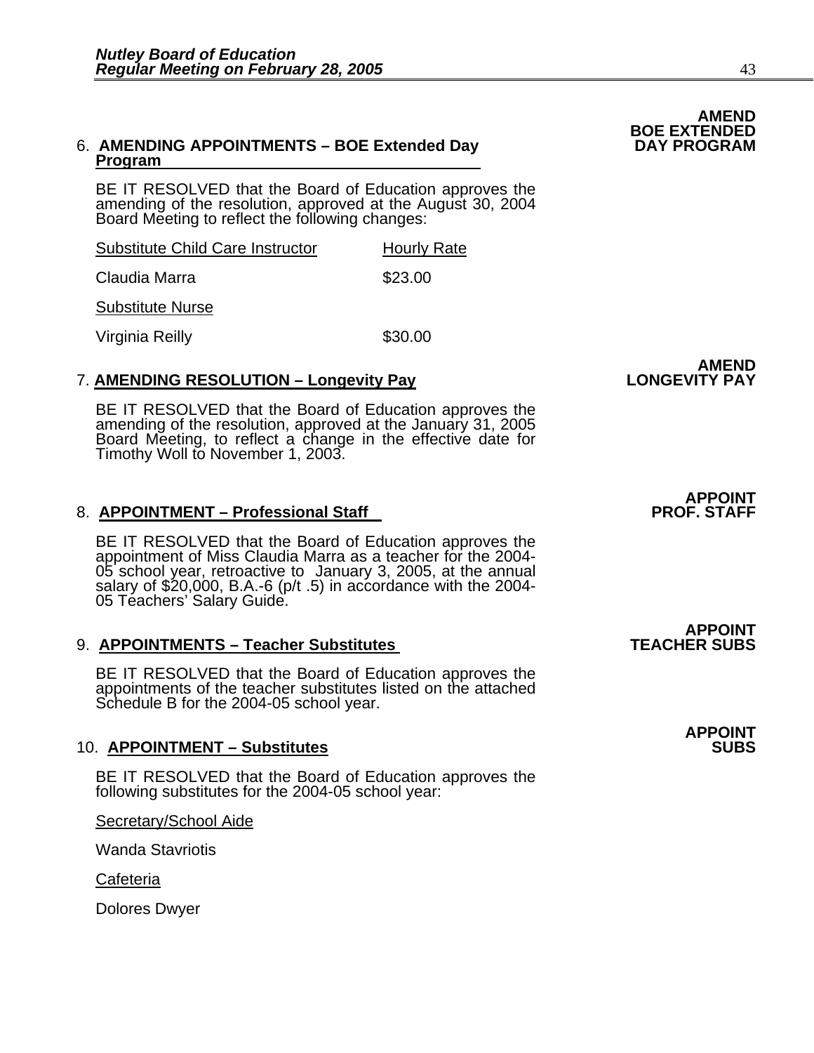**AMEND BOE EXTENDED DAY PROGRAM**

6. **AMENDING APPOINTMENTS – BOE Extended Day Program**

   BE IT RESOLVED that the Board of Education approves the amending of the resolution, approved at the August 30, 2004 Board Meeting to reflect the following changes:

| Substitute Child Care Instructor | Hourly Rate |
|---|---|
| Claudia Marra | $23.00 |
| Substitute Nurse | |
| Virginia Reilly | $30.00 |

**AMEND LONGEVITY PAY**

7. **AMENDING RESOLUTION – Longevity Pay**

   BE IT RESOLVED that the Board of Education approves the amending of the resolution, approved at the January 31, 2005 Board Meeting, to reflect a change in the effective date for Timothy Woll to November 1, 2003.

**APPOINT PROF. STAFF**

8. **APPOINTMENT – Professional Staff**

   BE IT RESOLVED that the Board of Education approves the appointment of Miss Claudia Marra as a teacher for the 2004-05 school year, retroactive to January 3, 2005, at the annual salary of $20,000, B.A.-6 (p/t .5) in accordance with the 2004-05 Teachers' Salary Guide.

**APPOINT TEACHER SUBS**

9. **APPOINTMENTS – Teacher Substitutes**

   BE IT RESOLVED that the Board of Education approves the appointments of the teacher substitutes listed on the attached Schedule B for the 2004-05 school year.

**APPOINT SUBS**

10. **APPOINTMENT – Substitutes**

    BE IT RESOLVED that the Board of Education approves the following substitutes for the 2004-05 school year:

    Secretary/School Aide

    Wanda Stavriotis

    Cafeteria

    Dolores Dwyer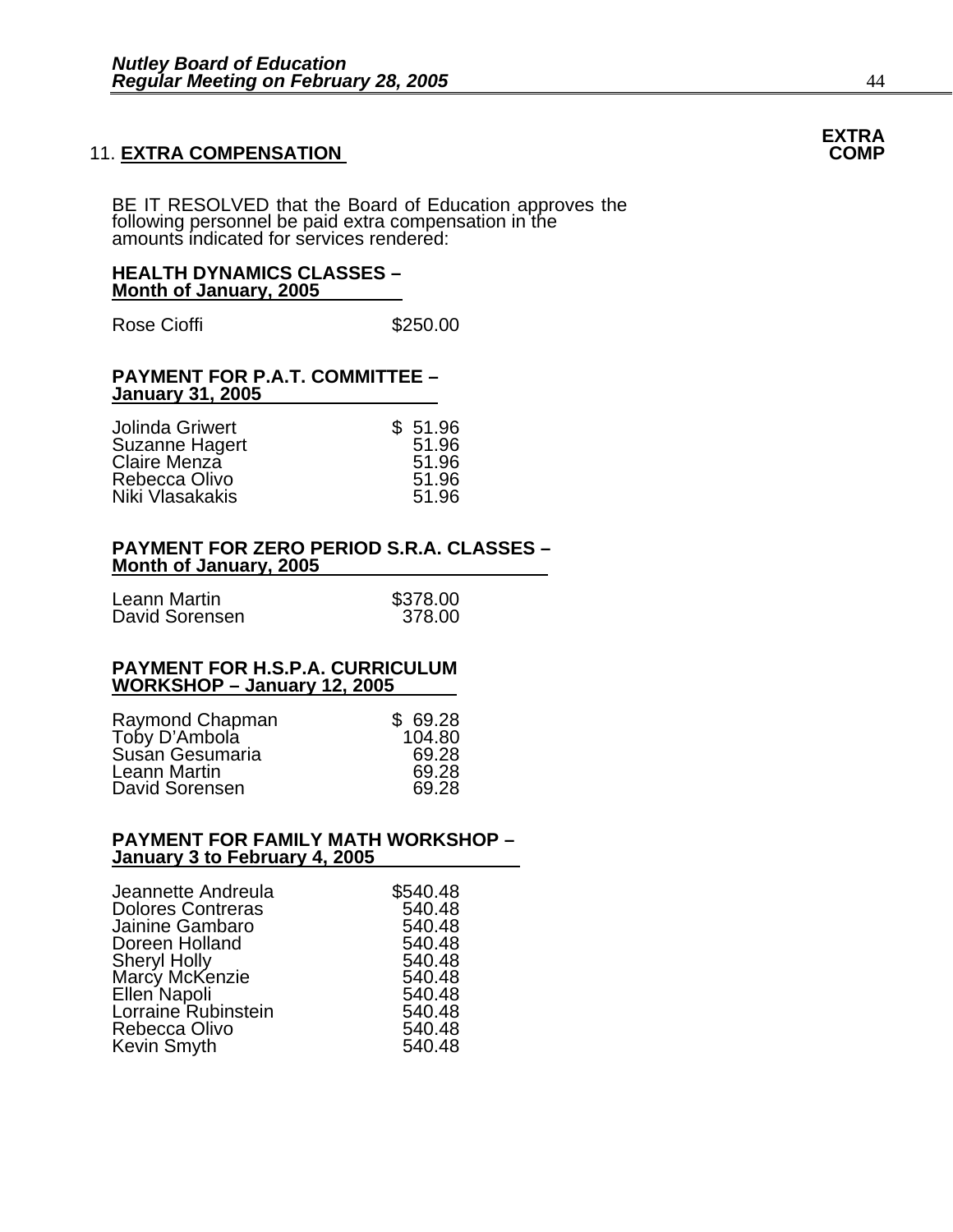## 11. EXTRA COMPENSATION

**EXTRA COMP**

BE IT RESOLVED that the Board of Education approves the following personnel be paid extra compensation in the amounts indicated for services rendered:

**HEALTH DYNAMICS CLASSES – Month of January, 2005**

| | |
|---|---|
| Rose Cioffi | $250.00 |

**PAYMENT FOR P.A.T. COMMITTEE – January 31, 2005**

| | |
|---|---|
| Jolinda Griwert | $ 51.96 |
| Suzanne Hagert | 51.96 |
| Claire Menza | 51.96 |
| Rebecca Olivo | 51.96 |
| Niki Vlasakakis | 51.96 |

**PAYMENT FOR ZERO PERIOD S.R.A. CLASSES – Month of January, 2005**

| | |
|---|---|
| Leann Martin | $378.00 |
| David Sorensen | 378.00 |

**PAYMENT FOR H.S.P.A. CURRICULUM WORKSHOP – January 12, 2005**

| | |
|---|---|
| Raymond Chapman | $ 69.28 |
| Toby D'Ambola | 104.80 |
| Susan Gesumaria | 69.28 |
| Leann Martin | 69.28 |
| David Sorensen | 69.28 |

**PAYMENT FOR FAMILY MATH WORKSHOP – January 3 to February 4, 2005**

| | |
|---|---|
| Jeannette Andreula | $540.48 |
| Dolores Contreras | 540.48 |
| Jainine Gambaro | 540.48 |
| Doreen Holland | 540.48 |
| Sheryl Holly | 540.48 |
| Marcy McKenzie | 540.48 |
| Ellen Napoli | 540.48 |
| Lorraine Rubinstein | 540.48 |
| Rebecca Olivo | 540.48 |
| Kevin Smyth | 540.48 |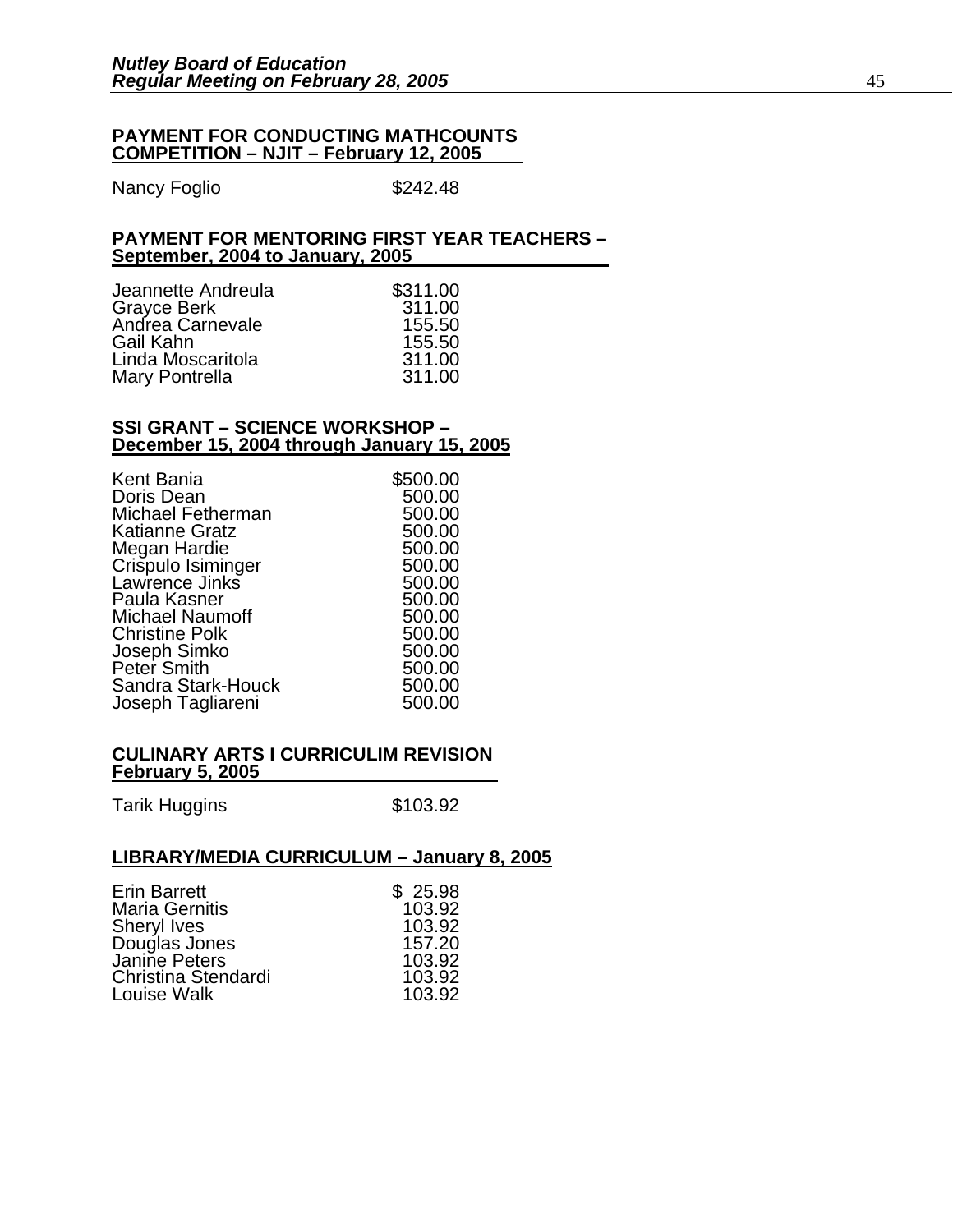**PAYMENT FOR CONDUCTING MATHCOUNTS COMPETITION – NJIT – February 12, 2005**

| | |
|---|---|
| Nancy Foglio | $242.48 |

**PAYMENT FOR MENTORING FIRST YEAR TEACHERS – September, 2004 to January, 2005**

| | |
|---|---|
| Jeannette Andreula | $311.00 |
| Grayce Berk | 311.00 |
| Andrea Carnevale | 155.50 |
| Gail Kahn | 155.50 |
| Linda Moscaritola | 311.00 |
| Mary Pontrella | 311.00 |

**SSI GRANT – SCIENCE WORKSHOP – December 15, 2004 through January 15, 2005**

| | |
|---|---|
| Kent Bania | $500.00 |
| Doris Dean | 500.00 |
| Michael Fetherman | 500.00 |
| Katianne Gratz | 500.00 |
| Megan Hardie | 500.00 |
| Crispulo Isiminger | 500.00 |
| Lawrence Jinks | 500.00 |
| Paula Kasner | 500.00 |
| Michael Naumoff | 500.00 |
| Christine Polk | 500.00 |
| Joseph Simko | 500.00 |
| Peter Smith | 500.00 |
| Sandra Stark-Houck | 500.00 |
| Joseph Tagliareni | 500.00 |

**CULINARY ARTS I CURRICULIM REVISION February 5, 2005**

| | |
|---|---|
| Tarik Huggins | $103.92 |

**LIBRARY/MEDIA CURRICULUM – January 8, 2005**

| | |
|---|---|
| Erin Barrett | $ 25.98 |
| Maria Gernitis | 103.92 |
| Sheryl Ives | 103.92 |
| Douglas Jones | 157.20 |
| Janine Peters | 103.92 |
| Christina Stendardi | 103.92 |
| Louise Walk | 103.92 |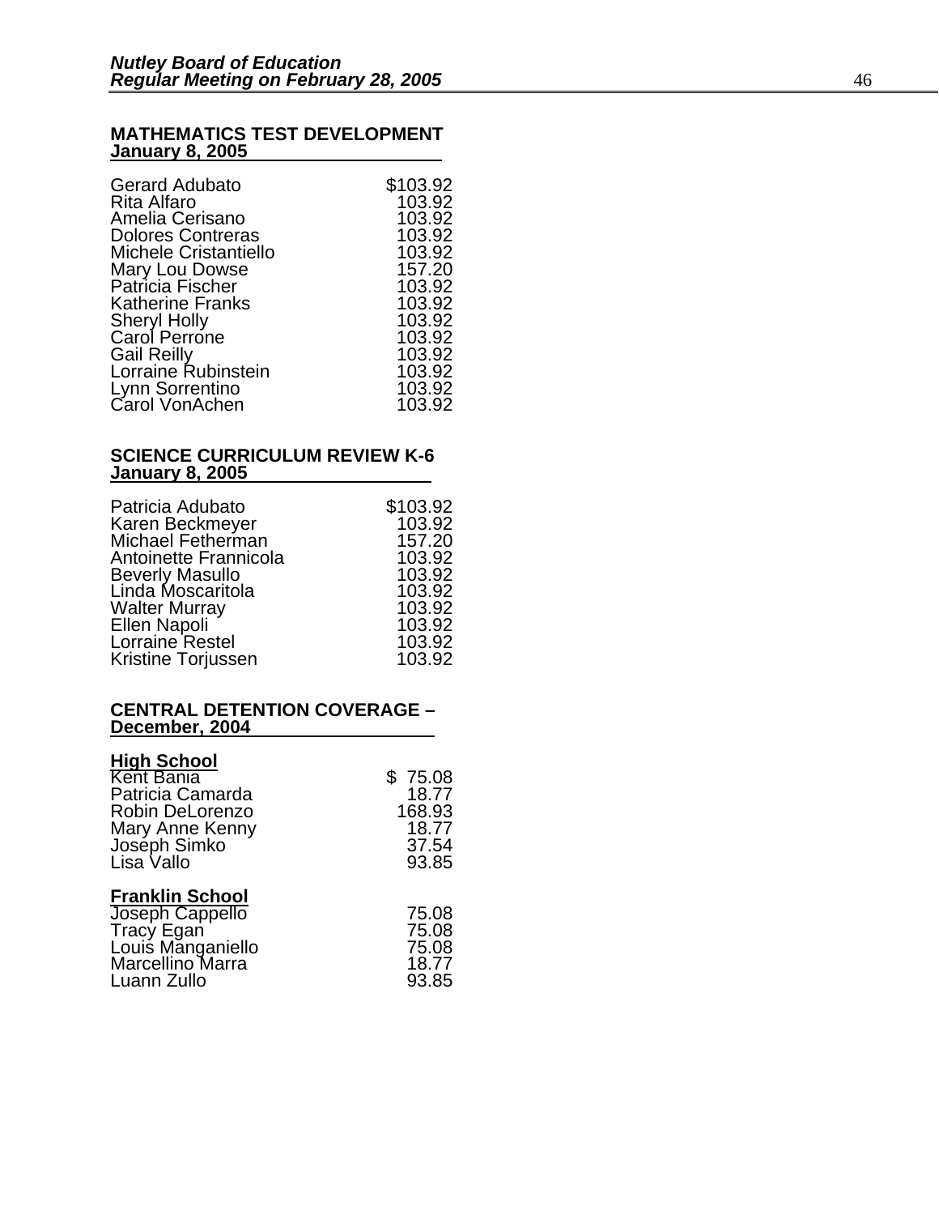**MATHEMATICS TEST DEVELOPMENT**
**January 8, 2005**

| | |
|---|---|
| Gerard Adubato | $103.92 |
| Rita Alfaro | 103.92 |
| Amelia Cerisano | 103.92 |
| Dolores Contreras | 103.92 |
| Michele Cristantiello | 103.92 |
| Mary Lou Dowse | 157.20 |
| Patricia Fischer | 103.92 |
| Katherine Franks | 103.92 |
| Sheryl Holly | 103.92 |
| Carol Perrone | 103.92 |
| Gail Reilly | 103.92 |
| Lorraine Rubinstein | 103.92 |
| Lynn Sorrentino | 103.92 |
| Carol VonAchen | 103.92 |

**SCIENCE CURRICULUM REVIEW K-6**
**January 8, 2005**

| | |
|---|---|
| Patricia Adubato | $103.92 |
| Karen Beckmeyer | 103.92 |
| Michael Fetherman | 157.20 |
| Antoinette Frannicola | 103.92 |
| Beverly Masullo | 103.92 |
| Linda Moscaritola | 103.92 |
| Walter Murray | 103.92 |
| Ellen Napoli | 103.92 |
| Lorraine Restel | 103.92 |
| Kristine Torjussen | 103.92 |

**CENTRAL DETENTION COVERAGE – December, 2004**

**High School**

| | |
|---|---|
| Kent Bania | $ 75.08 |
| Patricia Camarda | 18.77 |
| Robin DeLorenzo | 168.93 |
| Mary Anne Kenny | 18.77 |
| Joseph Simko | 37.54 |
| Lisa Vallo | 93.85 |

**Franklin School**

| | |
|---|---|
| Joseph Cappello | 75.08 |
| Tracy Egan | 75.08 |
| Louis Manganiello | 75.08 |
| Marcellino Marra | 18.77 |
| Luann Zullo | 93.85 |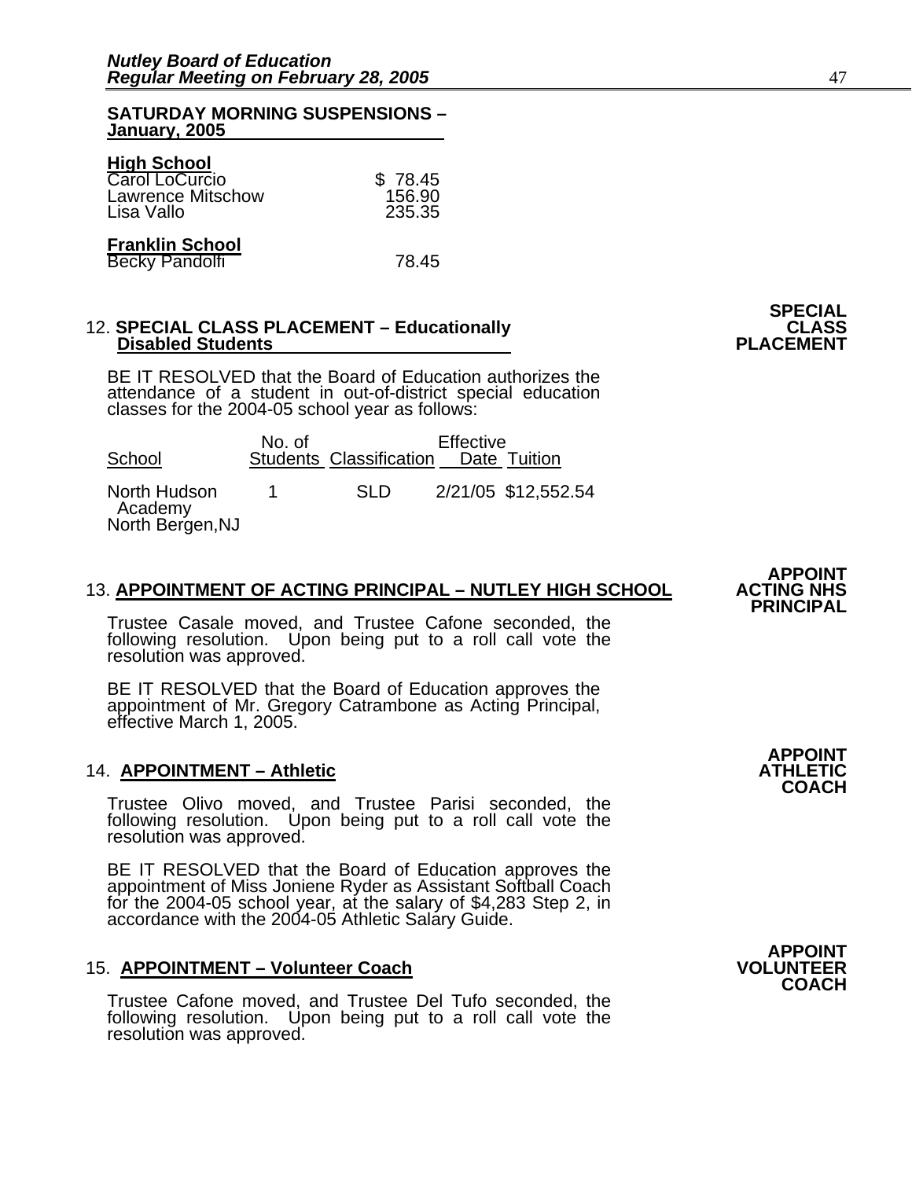**SATURDAY MORNING SUSPENSIONS – January, 2005**

| **High School** | |
|---|---|
| Carol LoCurcio | $ 78.45 |
| Lawrence Mitschow | 156.90 |
| Lisa Vallo | 235.35 |
| **Franklin School** | |
| Becky Pandolfi | 78.45 |

12. **SPECIAL CLASS PLACEMENT – Educationally Disabled Students** — **SPECIAL CLASS PLACEMENT**

BE IT RESOLVED that the Board of Education authorizes the attendance of a student in out-of-district special education classes for the 2004-05 school year as follows:

| School | No. of Students | Classification | Effective Date | Tuition |
|---|---|---|---|---|
| North Hudson Academy North Bergen,NJ | 1 | SLD | 2/21/05 | $12,552.54 |

13. **APPOINTMENT OF ACTING PRINCIPAL – NUTLEY HIGH SCHOOL** — **APPOINT ACTING NHS PRINCIPAL**

Trustee Casale moved, and Trustee Cafone seconded, the following resolution. Upon being put to a roll call vote the resolution was approved.

BE IT RESOLVED that the Board of Education approves the appointment of Mr. Gregory Catrambone as Acting Principal, effective March 1, 2005.

14. **APPOINTMENT – Athletic** — **APPOINT ATHLETIC COACH**

Trustee Olivo moved, and Trustee Parisi seconded, the following resolution. Upon being put to a roll call vote the resolution was approved.

BE IT RESOLVED that the Board of Education approves the appointment of Miss Joniene Ryder as Assistant Softball Coach for the 2004-05 school year, at the salary of $4,283 Step 2, in accordance with the 2004-05 Athletic Salary Guide.

15. **APPOINTMENT – Volunteer Coach** — **APPOINT VOLUNTEER COACH**

Trustee Cafone moved, and Trustee Del Tufo seconded, the following resolution. Upon being put to a roll call vote the resolution was approved.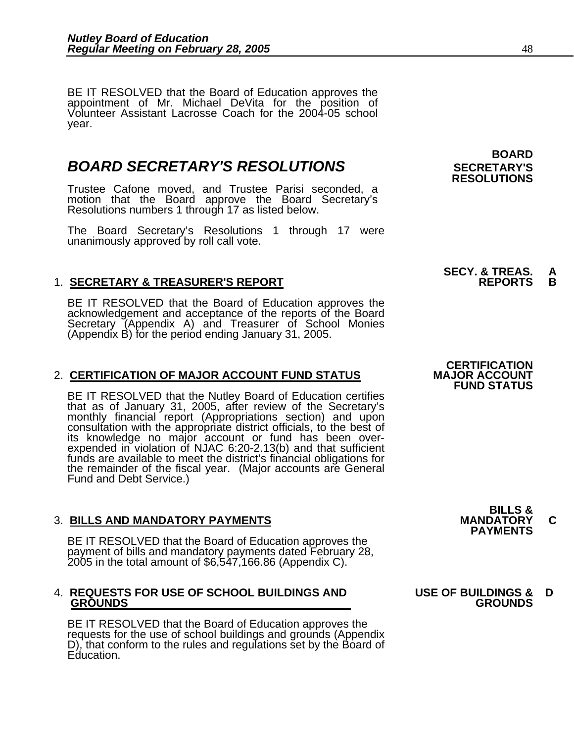BE IT RESOLVED that the Board of Education approves the appointment of Mr. Michael DeVita for the position of Volunteer Assistant Lacrosse Coach for the 2004-05 school year.

## *BOARD SECRETARY'S RESOLUTIONS*

**BOARD SECRETARY'S RESOLUTIONS**

Trustee Cafone moved, and Trustee Parisi seconded, a motion that the Board approve the Board Secretary's Resolutions numbers 1 through 17 as listed below.

The Board Secretary's Resolutions 1 through 17 were unanimously approved by roll call vote.

1. **SECRETARY & TREASURER'S REPORT**

   **SECY. & TREAS. REPORTS A B**

   BE IT RESOLVED that the Board of Education approves the acknowledgement and acceptance of the reports of the Board Secretary (Appendix A) and Treasurer of School Monies (Appendix B) for the period ending January 31, 2005.

2. **CERTIFICATION OF MAJOR ACCOUNT FUND STATUS**

   **CERTIFICATION MAJOR ACCOUNT FUND STATUS**

   BE IT RESOLVED that the Nutley Board of Education certifies that as of January 31, 2005, after review of the Secretary's monthly financial report (Appropriations section) and upon consultation with the appropriate district officials, to the best of its knowledge no major account or fund has been over-expended in violation of NJAC 6:20-2.13(b) and that sufficient funds are available to meet the district's financial obligations for the remainder of the fiscal year. (Major accounts are General Fund and Debt Service.)

3. **BILLS AND MANDATORY PAYMENTS**

   **BILLS & MANDATORY PAYMENTS C**

   BE IT RESOLVED that the Board of Education approves the payment of bills and mandatory payments dated February 28, 2005 in the total amount of $6,547,166.86 (Appendix C).

4. **REQUESTS FOR USE OF SCHOOL BUILDINGS AND GROUNDS**

   **USE OF BUILDINGS & GROUNDS D**

   BE IT RESOLVED that the Board of Education approves the requests for the use of school buildings and grounds (Appendix D), that conform to the rules and regulations set by the Board of Education.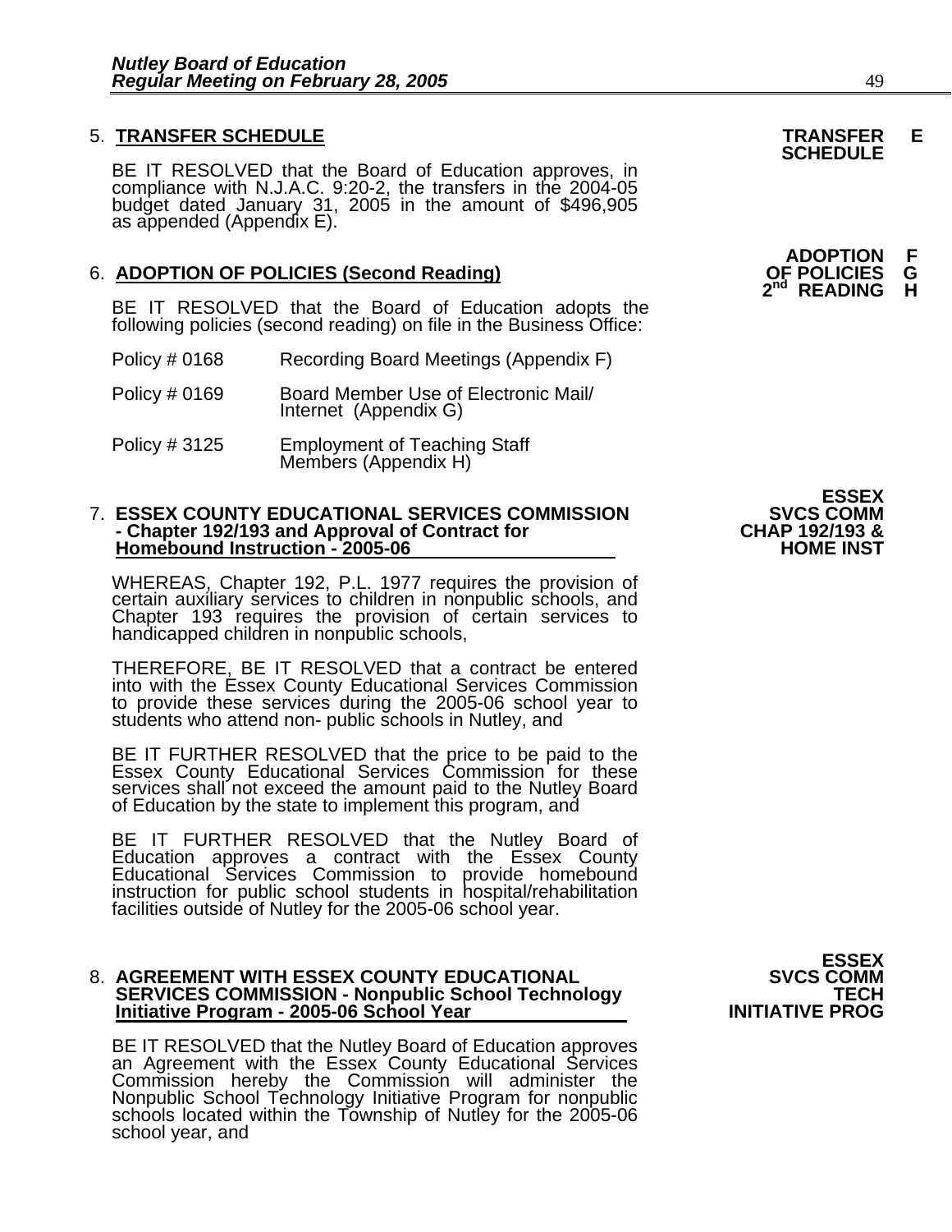5. **TRANSFER SCHEDULE** — **TRANSFER SCHEDULE** — **E**

BE IT RESOLVED that the Board of Education approves, in compliance with N.J.A.C. 9:20-2, the transfers in the 2004-05 budget dated January 31, 2005 in the amount of $496,905 as appended (Appendix E).

6. **ADOPTION OF POLICIES (Second Reading)** — **ADOPTION OF POLICIES 2nd READING** — **F G H**

BE IT RESOLVED that the Board of Education adopts the following policies (second reading) on file in the Business Office:

Policy # 0168 Recording Board Meetings (Appendix F)

Policy # 0169 Board Member Use of Electronic Mail/ Internet (Appendix G)

Policy # 3125 Employment of Teaching Staff Members (Appendix H)

7. **ESSEX COUNTY EDUCATIONAL SERVICES COMMISSION - Chapter 192/193 and Approval of Contract for Homebound Instruction - 2005-06** — **ESSEX SVCS COMM CHAP 192/193 & HOME INST**

WHEREAS, Chapter 192, P.L. 1977 requires the provision of certain auxiliary services to children in nonpublic schools, and Chapter 193 requires the provision of certain services to handicapped children in nonpublic schools,

THEREFORE, BE IT RESOLVED that a contract be entered into with the Essex County Educational Services Commission to provide these services during the 2005-06 school year to students who attend non- public schools in Nutley, and

BE IT FURTHER RESOLVED that the price to be paid to the Essex County Educational Services Commission for these services shall not exceed the amount paid to the Nutley Board of Education by the state to implement this program, and

BE IT FURTHER RESOLVED that the Nutley Board of Education approves a contract with the Essex County Educational Services Commission to provide homebound instruction for public school students in hospital/rehabilitation facilities outside of Nutley for the 2005-06 school year.

8. **AGREEMENT WITH ESSEX COUNTY EDUCATIONAL SERVICES COMMISSION - Nonpublic School Technology Initiative Program - 2005-06 School Year** — **ESSEX SVCS COMM TECH INITIATIVE PROG**

BE IT RESOLVED that the Nutley Board of Education approves an Agreement with the Essex County Educational Services Commission hereby the Commission will administer the Nonpublic School Technology Initiative Program for nonpublic schools located within the Township of Nutley for the 2005-06 school year, and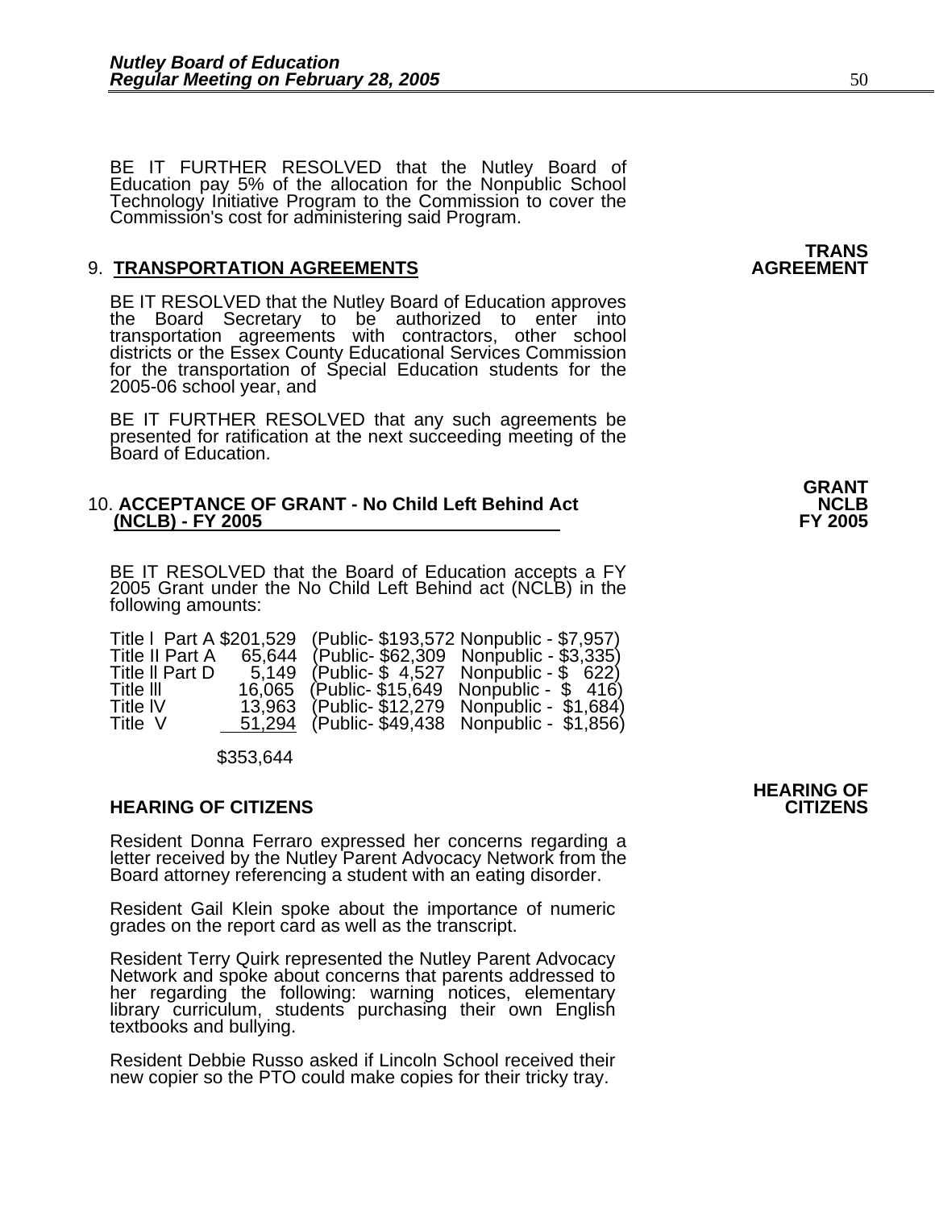BE IT FURTHER RESOLVED that the Nutley Board of Education pay 5% of the allocation for the Nonpublic School Technology Initiative Program to the Commission to cover the Commission's cost for administering said Program.

**TRANS AGREEMENT**

9. **TRANSPORTATION AGREEMENTS**

BE IT RESOLVED that the Nutley Board of Education approves the Board Secretary to be authorized to enter into transportation agreements with contractors, other school districts or the Essex County Educational Services Commission for the transportation of Special Education students for the 2005-06 school year, and

BE IT FURTHER RESOLVED that any such agreements be presented for ratification at the next succeeding meeting of the Board of Education.

**GRANT NCLB FY 2005**

10. **ACCEPTANCE OF GRANT - No Child Left Behind Act (NCLB) - FY 2005**

BE IT RESOLVED that the Board of Education accepts a FY 2005 Grant under the No Child Left Behind act (NCLB) in the following amounts:

| | | | |
|---|---|---|---|
| Title I Part A | $201,529 | (Public- $193,572 | Nonpublic - $7,957) |
| Title II Part A | 65,644 | (Public- $62,309 | Nonpublic - $3,335) |
| Title II Part D | 5,149 | (Public- $ 4,527 | Nonpublic - $ 622) |
| Title III | 16,065 | (Public- $15,649 | Nonpublic - $ 416) |
| Title IV | 13,963 | (Public- $12,279 | Nonpublic - $1,684) |
| Title V | 51,294 | (Public- $49,438 | Nonpublic - $1,856) |
| | $353,644 | | |

**HEARING OF CITIZENS**

**HEARING OF CITIZENS**

Resident Donna Ferraro expressed her concerns regarding a letter received by the Nutley Parent Advocacy Network from the Board attorney referencing a student with an eating disorder.

Resident Gail Klein spoke about the importance of numeric grades on the report card as well as the transcript.

Resident Terry Quirk represented the Nutley Parent Advocacy Network and spoke about concerns that parents addressed to her regarding the following: warning notices, elementary library curriculum, students purchasing their own English textbooks and bullying.

Resident Debbie Russo asked if Lincoln School received their new copier so the PTO could make copies for their tricky tray.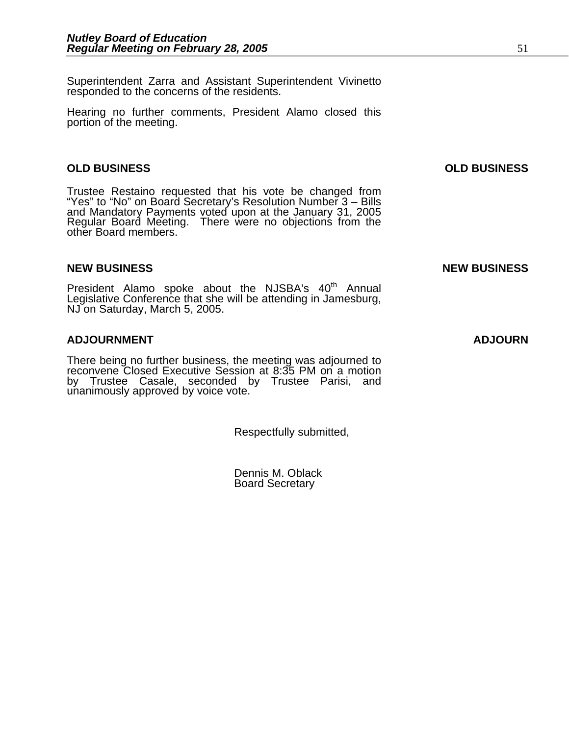Superintendent Zarra and Assistant Superintendent Vivinetto responded to the concerns of the residents.

Hearing no further comments, President Alamo closed this portion of the meeting.

**OLD BUSINESS** **OLD BUSINESS**

Trustee Restaino requested that his vote be changed from "Yes" to "No" on Board Secretary's Resolution Number 3 – Bills and Mandatory Payments voted upon at the January 31, 2005 Regular Board Meeting. There were no objections from the other Board members.

**NEW BUSINESS** **NEW BUSINESS**

President Alamo spoke about the NJSBA's 40th Annual Legislative Conference that she will be attending in Jamesburg, NJ on Saturday, March 5, 2005.

**ADJOURNMENT** **ADJOURN**

There being no further business, the meeting was adjourned to reconvene Closed Executive Session at 8:35 PM on a motion by Trustee Casale, seconded by Trustee Parisi, and unanimously approved by voice vote.

Respectfully submitted,

Dennis M. Oblack
Board Secretary